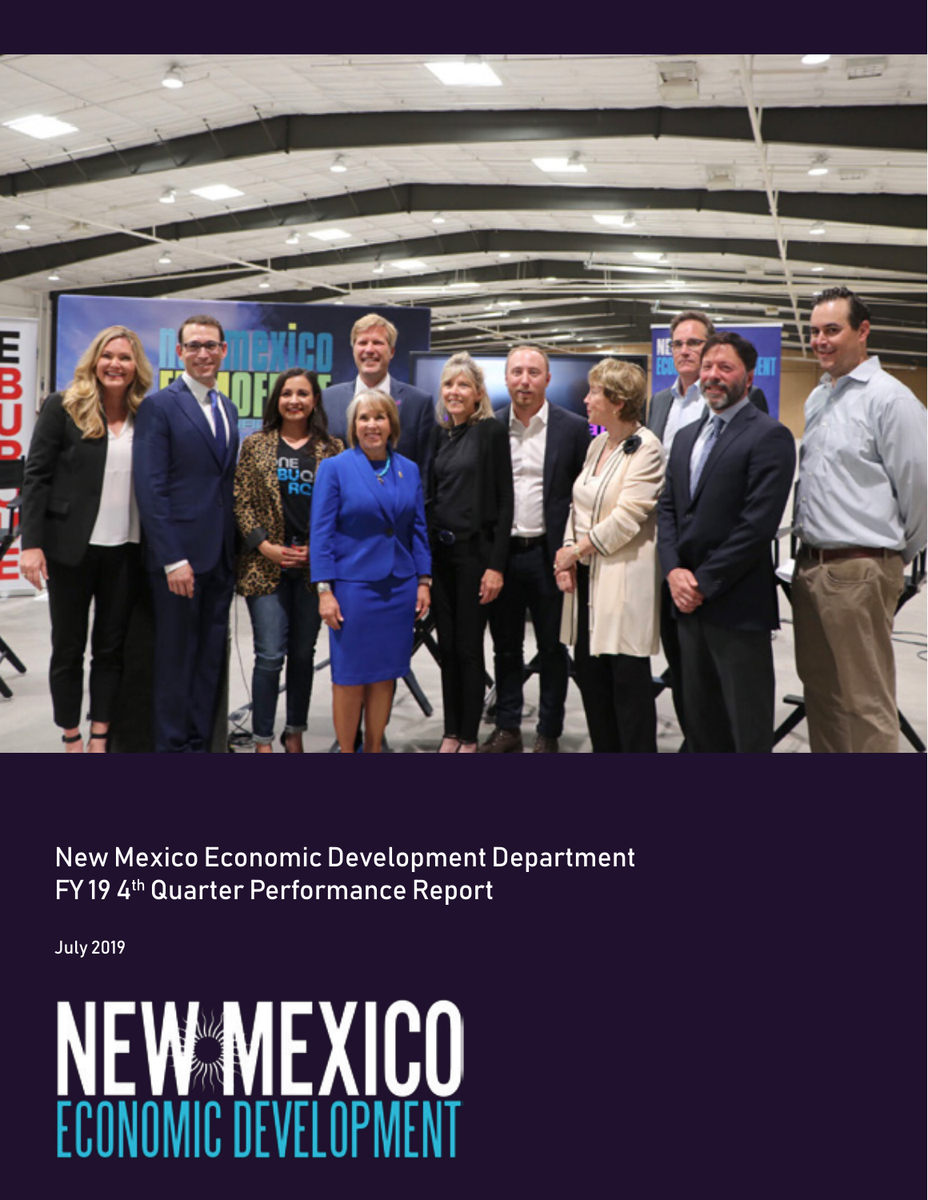New Mexico Economic Development Department
FY 19 4th Quarter Performance Report

July 2019

NEW MEXICO
ECONOMIC DEVELOPMENT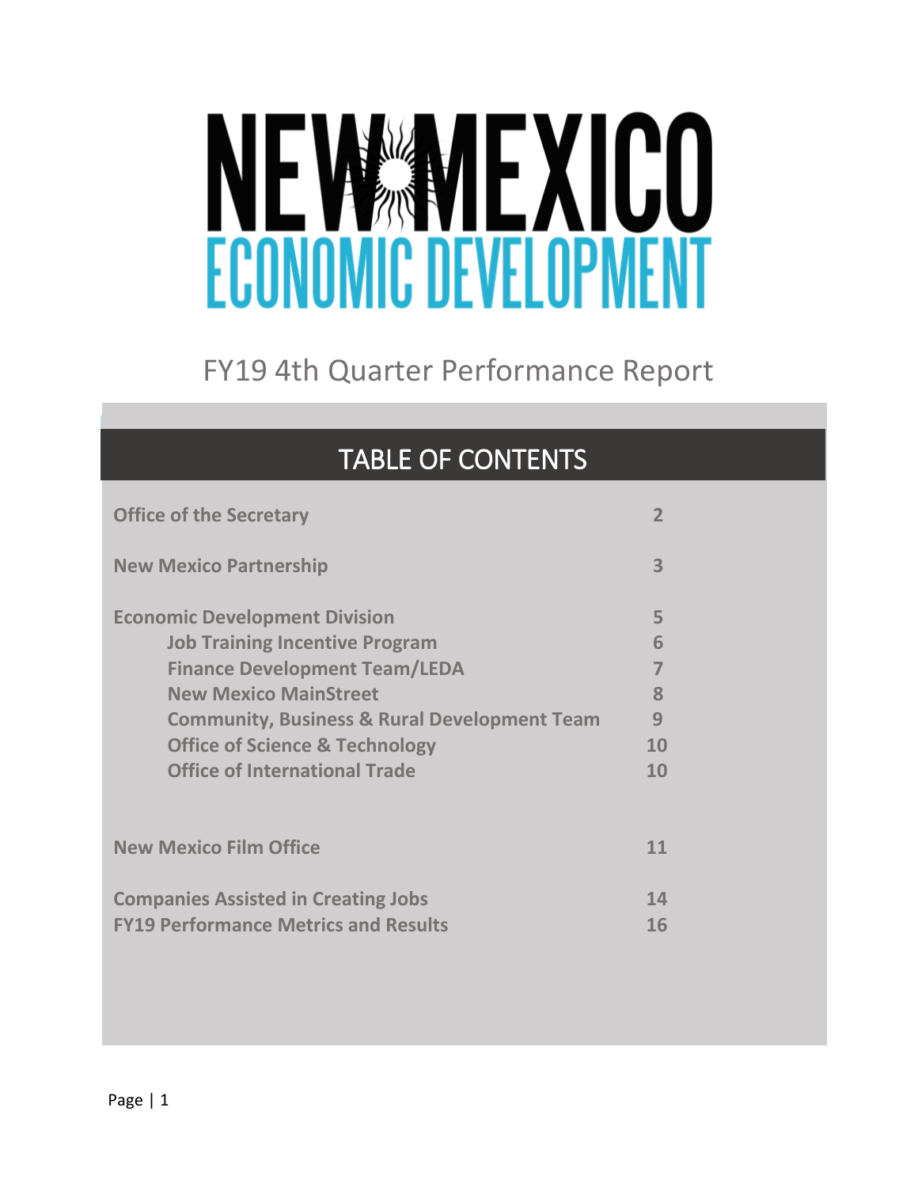# NEW MEXICO ECONOMIC DEVELOPMENT

## FY19 4th Quarter Performance Report

## TABLE OF CONTENTS

| | |
|---|---|
| **Office of the Secretary** | **2** |
| **New Mexico Partnership** | **3** |
| **Economic Development Division** | **5** |
| **Job Training Incentive Program** | **6** |
| **Finance Development Team/LEDA** | **7** |
| **New Mexico MainStreet** | **8** |
| **Community, Business & Rural Development Team** | **9** |
| **Office of Science & Technology** | **10** |
| **Office of International Trade** | **10** |
| **New Mexico Film Office** | **11** |
| **Companies Assisted in Creating Jobs** | **14** |
| **FY19 Performance Metrics and Results** | **16** |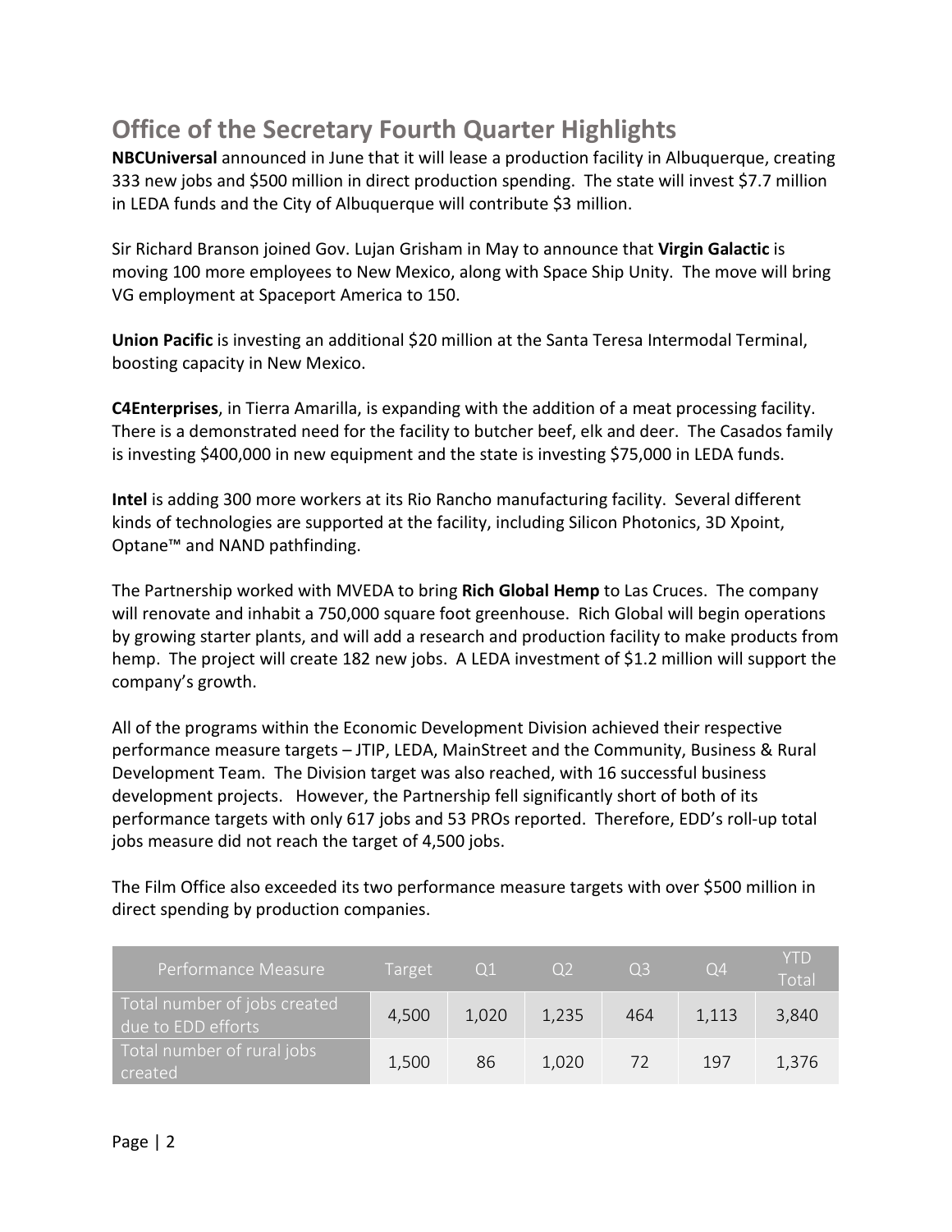## Office of the Secretary Fourth Quarter Highlights

**NBCUniversal** announced in June that it will lease a production facility in Albuquerque, creating 333 new jobs and $500 million in direct production spending. The state will invest $7.7 million in LEDA funds and the City of Albuquerque will contribute $3 million.

Sir Richard Branson joined Gov. Lujan Grisham in May to announce that **Virgin Galactic** is moving 100 more employees to New Mexico, along with Space Ship Unity. The move will bring VG employment at Spaceport America to 150.

**Union Pacific** is investing an additional $20 million at the Santa Teresa Intermodal Terminal, boosting capacity in New Mexico.

**C4Enterprises**, in Tierra Amarilla, is expanding with the addition of a meat processing facility. There is a demonstrated need for the facility to butcher beef, elk and deer. The Casados family is investing $400,000 in new equipment and the state is investing $75,000 in LEDA funds.

**Intel** is adding 300 more workers at its Rio Rancho manufacturing facility. Several different kinds of technologies are supported at the facility, including Silicon Photonics, 3D Xpoint, Optane™ and NAND pathfinding.

The Partnership worked with MVEDA to bring **Rich Global Hemp** to Las Cruces. The company will renovate and inhabit a 750,000 square foot greenhouse. Rich Global will begin operations by growing starter plants, and will add a research and production facility to make products from hemp. The project will create 182 new jobs. A LEDA investment of $1.2 million will support the company's growth.

All of the programs within the Economic Development Division achieved their respective performance measure targets – JTIP, LEDA, MainStreet and the Community, Business & Rural Development Team. The Division target was also reached, with 16 successful business development projects. However, the Partnership fell significantly short of both of its performance targets with only 617 jobs and 53 PROs reported. Therefore, EDD's roll-up total jobs measure did not reach the target of 4,500 jobs.

The Film Office also exceeded its two performance measure targets with over $500 million in direct spending by production companies.

| Performance Measure | Target | Q1 | Q2 | Q3 | Q4 | YTD Total |
|---|---|---|---|---|---|---|
| Total number of jobs created due to EDD efforts | 4,500 | 1,020 | 1,235 | 464 | 1,113 | 3,840 |
| Total number of rural jobs created | 1,500 | 86 | 1,020 | 72 | 197 | 1,376 |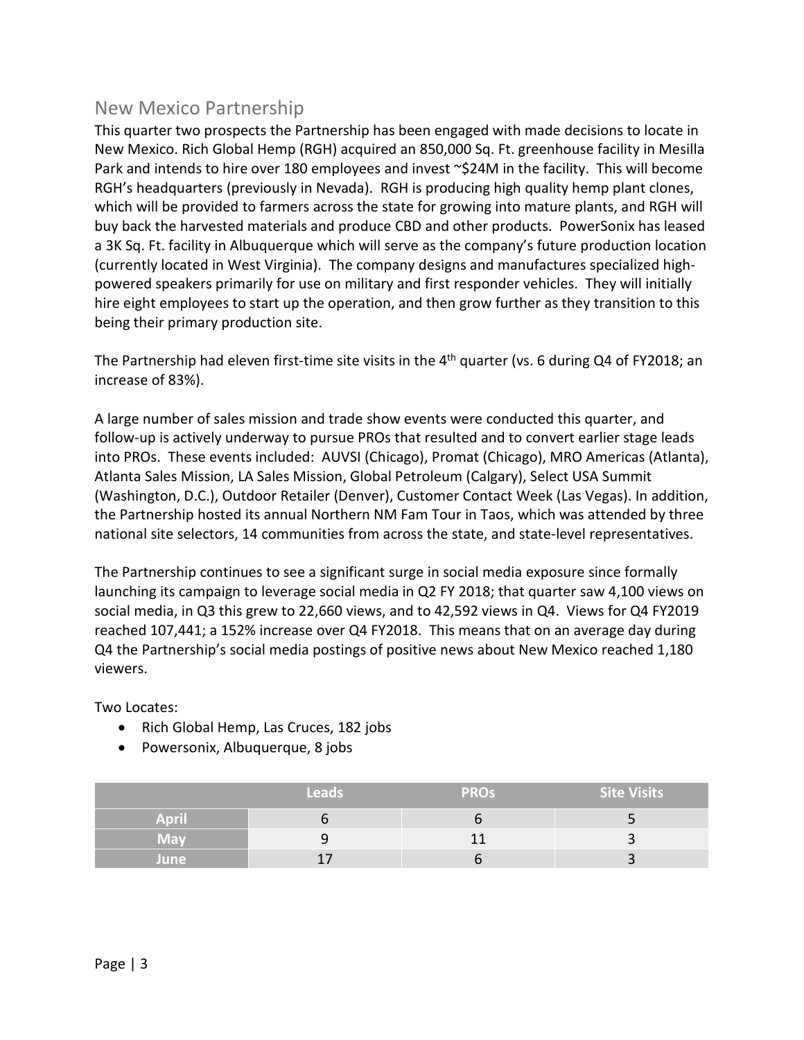## New Mexico Partnership

This quarter two prospects the Partnership has been engaged with made decisions to locate in New Mexico. Rich Global Hemp (RGH) acquired an 850,000 Sq. Ft. greenhouse facility in Mesilla Park and intends to hire over 180 employees and invest ~$24M in the facility. This will become RGH's headquarters (previously in Nevada). RGH is producing high quality hemp plant clones, which will be provided to farmers across the state for growing into mature plants, and RGH will buy back the harvested materials and produce CBD and other products. PowerSonix has leased a 3K Sq. Ft. facility in Albuquerque which will serve as the company's future production location (currently located in West Virginia). The company designs and manufactures specialized high-powered speakers primarily for use on military and first responder vehicles. They will initially hire eight employees to start up the operation, and then grow further as they transition to this being their primary production site.

The Partnership had eleven first-time site visits in the 4th quarter (vs. 6 during Q4 of FY2018; an increase of 83%).

A large number of sales mission and trade show events were conducted this quarter, and follow-up is actively underway to pursue PROs that resulted and to convert earlier stage leads into PROs. These events included: AUVSI (Chicago), Promat (Chicago), MRO Americas (Atlanta), Atlanta Sales Mission, LA Sales Mission, Global Petroleum (Calgary), Select USA Summit (Washington, D.C.), Outdoor Retailer (Denver), Customer Contact Week (Las Vegas). In addition, the Partnership hosted its annual Northern NM Fam Tour in Taos, which was attended by three national site selectors, 14 communities from across the state, and state-level representatives.

The Partnership continues to see a significant surge in social media exposure since formally launching its campaign to leverage social media in Q2 FY 2018; that quarter saw 4,100 views on social media, in Q3 this grew to 22,660 views, and to 42,592 views in Q4. Views for Q4 FY2019 reached 107,441; a 152% increase over Q4 FY2018. This means that on an average day during Q4 the Partnership's social media postings of positive news about New Mexico reached 1,180 viewers.

Two Locates:

- Rich Global Hemp, Las Cruces, 182 jobs
- Powersonix, Albuquerque, 8 jobs

| | Leads | PROs | Site Visits |
|---|---|---|---|
| April | 6 | 6 | 5 |
| May | 9 | 11 | 3 |
| June | 17 | 6 | 3 |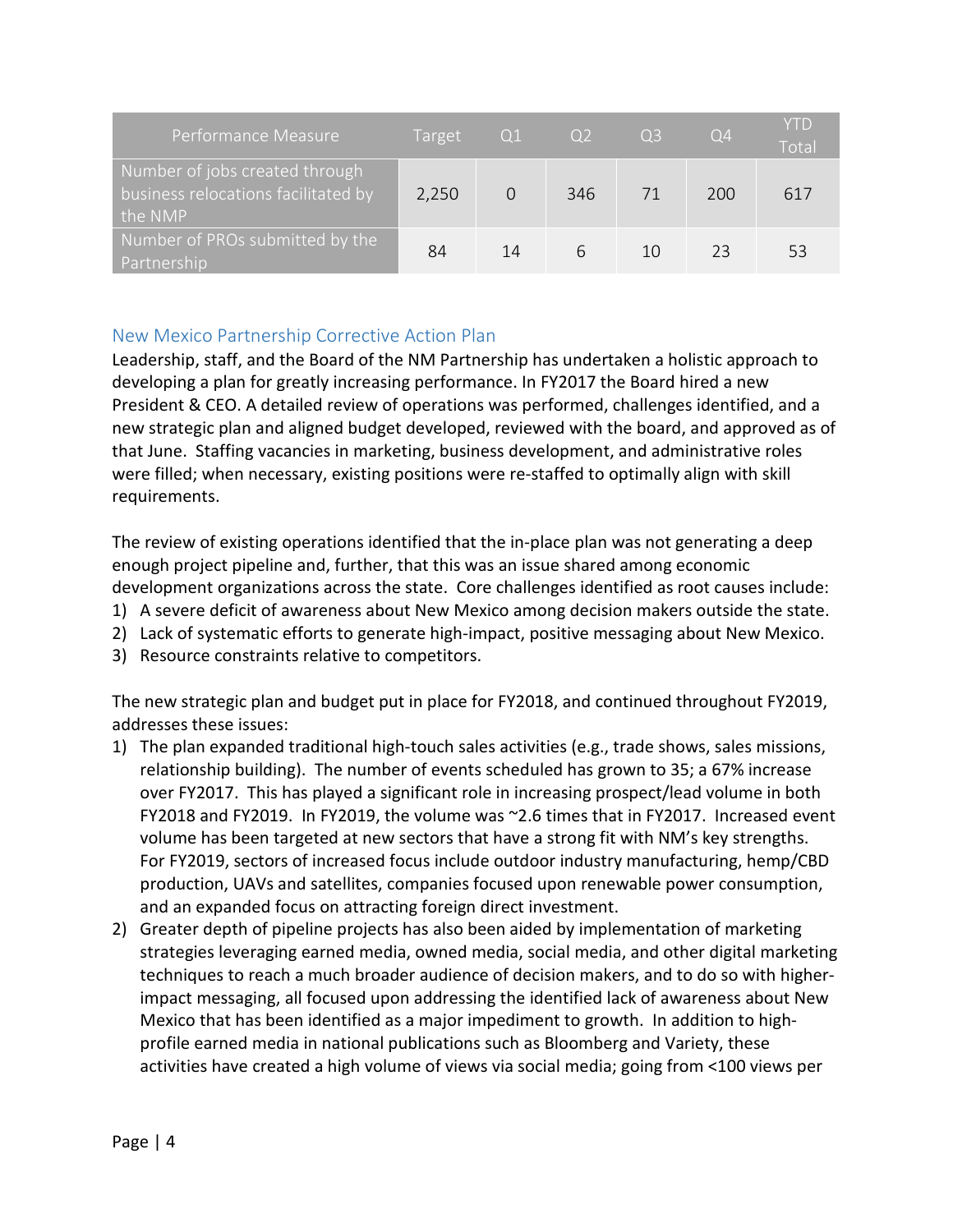| Performance Measure | Target | Q1 | Q2 | Q3 | Q4 | YTD Total |
| --- | --- | --- | --- | --- | --- | --- |
| Number of jobs created through business relocations facilitated by the NMP | 2,250 | 0 | 346 | 71 | 200 | 617 |
| Number of PROs submitted by the Partnership | 84 | 14 | 6 | 10 | 23 | 53 |

## New Mexico Partnership Corrective Action Plan

Leadership, staff, and the Board of the NM Partnership has undertaken a holistic approach to developing a plan for greatly increasing performance. In FY2017 the Board hired a new President & CEO. A detailed review of operations was performed, challenges identified, and a new strategic plan and aligned budget developed, reviewed with the board, and approved as of that June. Staffing vacancies in marketing, business development, and administrative roles were filled; when necessary, existing positions were re-staffed to optimally align with skill requirements.

The review of existing operations identified that the in-place plan was not generating a deep enough project pipeline and, further, that this was an issue shared among economic development organizations across the state. Core challenges identified as root causes include:

1) A severe deficit of awareness about New Mexico among decision makers outside the state.
2) Lack of systematic efforts to generate high-impact, positive messaging about New Mexico.
3) Resource constraints relative to competitors.

The new strategic plan and budget put in place for FY2018, and continued throughout FY2019, addresses these issues:

1) The plan expanded traditional high-touch sales activities (e.g., trade shows, sales missions, relationship building). The number of events scheduled has grown to 35; a 67% increase over FY2017. This has played a significant role in increasing prospect/lead volume in both FY2018 and FY2019. In FY2019, the volume was ~2.6 times that in FY2017. Increased event volume has been targeted at new sectors that have a strong fit with NM's key strengths. For FY2019, sectors of increased focus include outdoor industry manufacturing, hemp/CBD production, UAVs and satellites, companies focused upon renewable power consumption, and an expanded focus on attracting foreign direct investment.
2) Greater depth of pipeline projects has also been aided by implementation of marketing strategies leveraging earned media, owned media, social media, and other digital marketing techniques to reach a much broader audience of decision makers, and to do so with higher-impact messaging, all focused upon addressing the identified lack of awareness about New Mexico that has been identified as a major impediment to growth. In addition to high-profile earned media in national publications such as Bloomberg and Variety, these activities have created a high volume of views via social media; going from <100 views per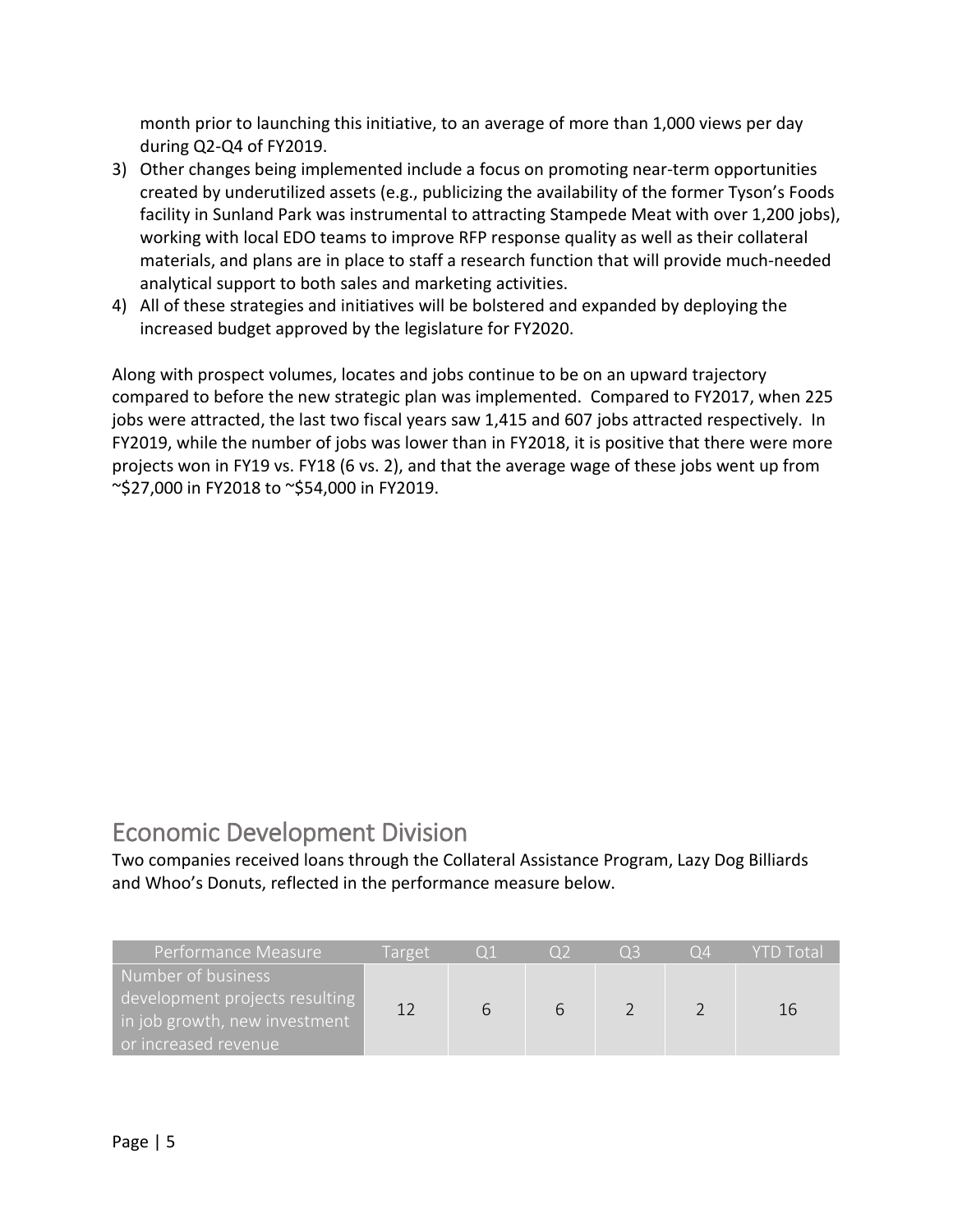month prior to launching this initiative, to an average of more than 1,000 views per day during Q2-Q4 of FY2019.

3) Other changes being implemented include a focus on promoting near-term opportunities created by underutilized assets (e.g., publicizing the availability of the former Tyson's Foods facility in Sunland Park was instrumental to attracting Stampede Meat with over 1,200 jobs), working with local EDO teams to improve RFP response quality as well as their collateral materials, and plans are in place to staff a research function that will provide much-needed analytical support to both sales and marketing activities.
4) All of these strategies and initiatives will be bolstered and expanded by deploying the increased budget approved by the legislature for FY2020.

Along with prospect volumes, locates and jobs continue to be on an upward trajectory compared to before the new strategic plan was implemented. Compared to FY2017, when 225 jobs were attracted, the last two fiscal years saw 1,415 and 607 jobs attracted respectively. In FY2019, while the number of jobs was lower than in FY2018, it is positive that there were more projects won in FY19 vs. FY18 (6 vs. 2), and that the average wage of these jobs went up from ~$27,000 in FY2018 to ~$54,000 in FY2019.

## Economic Development Division

Two companies received loans through the Collateral Assistance Program, Lazy Dog Billiards and Whoo's Donuts, reflected in the performance measure below.

| Performance Measure | Target | Q1 | Q2 | Q3 | Q4 | YTD Total |
|---|---|---|---|---|---|---|
| Number of business development projects resulting in job growth, new investment or increased revenue | 12 | 6 | 6 | 2 | 2 | 16 |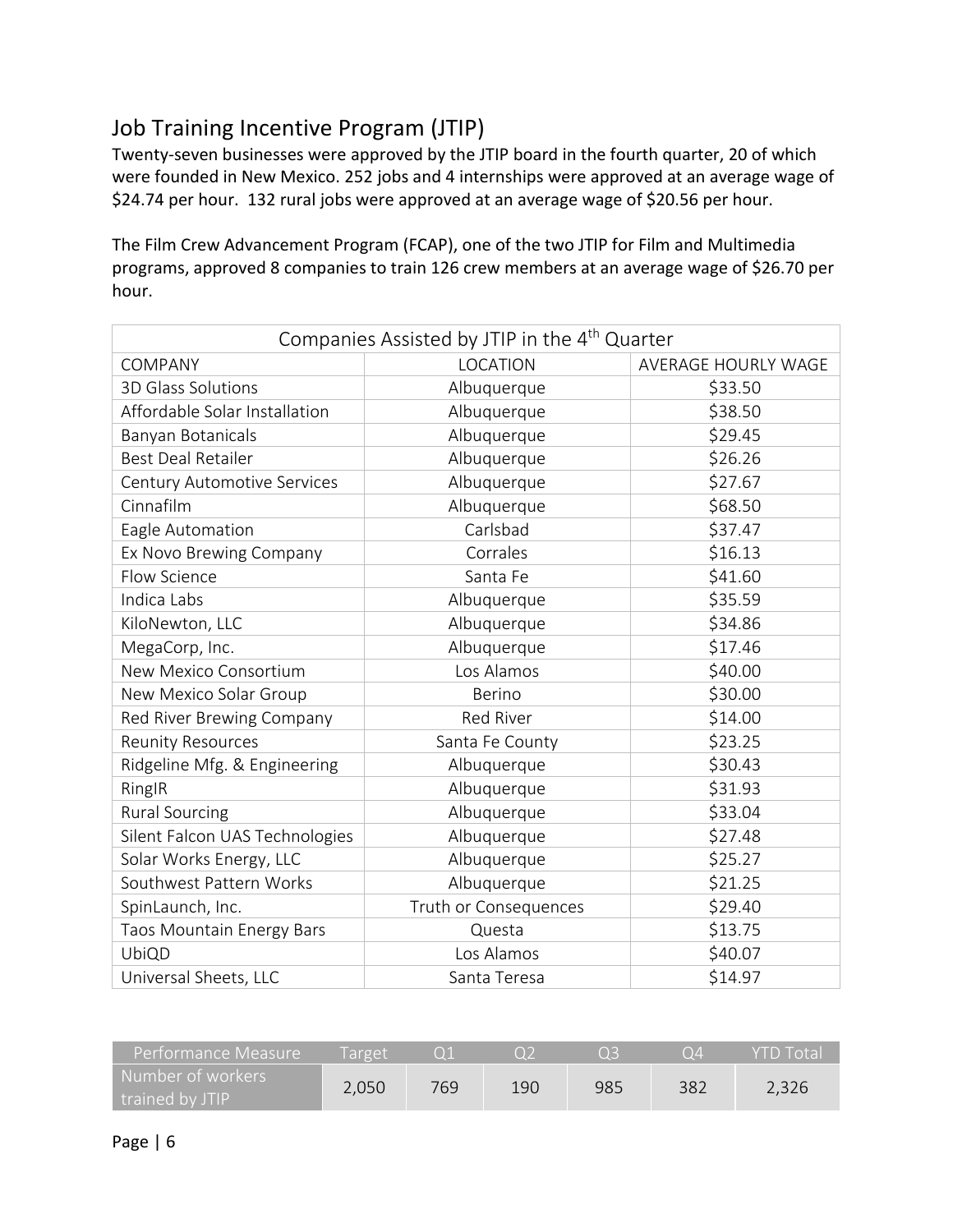## Job Training Incentive Program (JTIP)

Twenty-seven businesses were approved by the JTIP board in the fourth quarter, 20 of which were founded in New Mexico. 252 jobs and 4 internships were approved at an average wage of $24.74 per hour. 132 rural jobs were approved at an average wage of $20.56 per hour.

The Film Crew Advancement Program (FCAP), one of the two JTIP for Film and Multimedia programs, approved 8 companies to train 126 crew members at an average wage of $26.70 per hour.

| Companies Assisted by JTIP in the 4th Quarter | | |
|---|---|---|
| COMPANY | LOCATION | AVERAGE HOURLY WAGE |
| 3D Glass Solutions | Albuquerque | $33.50 |
| Affordable Solar Installation | Albuquerque | $38.50 |
| Banyan Botanicals | Albuquerque | $29.45 |
| Best Deal Retailer | Albuquerque | $26.26 |
| Century Automotive Services | Albuquerque | $27.67 |
| Cinnafilm | Albuquerque | $68.50 |
| Eagle Automation | Carlsbad | $37.47 |
| Ex Novo Brewing Company | Corrales | $16.13 |
| Flow Science | Santa Fe | $41.60 |
| Indica Labs | Albuquerque | $35.59 |
| KiloNewton, LLC | Albuquerque | $34.86 |
| MegaCorp, Inc. | Albuquerque | $17.46 |
| New Mexico Consortium | Los Alamos | $40.00 |
| New Mexico Solar Group | Berino | $30.00 |
| Red River Brewing Company | Red River | $14.00 |
| Reunity Resources | Santa Fe County | $23.25 |
| Ridgeline Mfg. & Engineering | Albuquerque | $30.43 |
| RingIR | Albuquerque | $31.93 |
| Rural Sourcing | Albuquerque | $33.04 |
| Silent Falcon UAS Technologies | Albuquerque | $27.48 |
| Solar Works Energy, LLC | Albuquerque | $25.27 |
| Southwest Pattern Works | Albuquerque | $21.25 |
| SpinLaunch, Inc. | Truth or Consequences | $29.40 |
| Taos Mountain Energy Bars | Questa | $13.75 |
| UbiQD | Los Alamos | $40.07 |
| Universal Sheets, LLC | Santa Teresa | $14.97 |

| Performance Measure | Target | Q1 | Q2 | Q3 | Q4 | YTD Total |
|---|---|---|---|---|---|---|
| Number of workers trained by JTIP | 2,050 | 769 | 190 | 985 | 382 | 2,326 |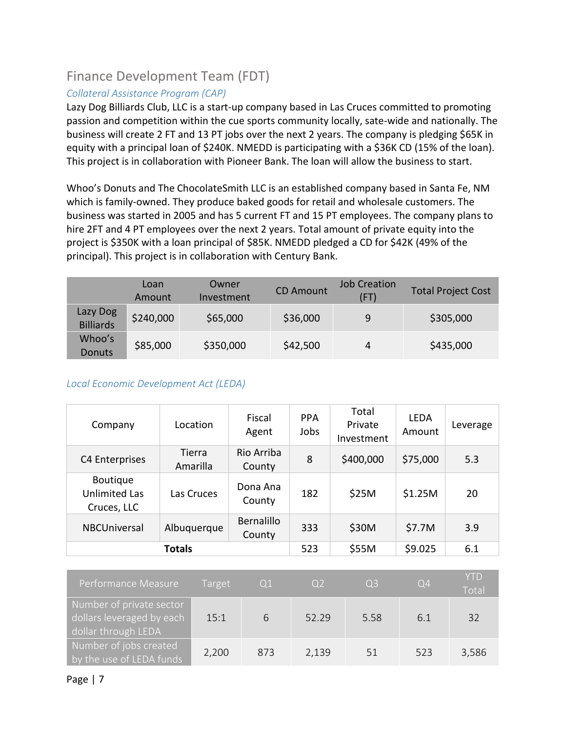## Finance Development Team (FDT)

### *Collateral Assistance Program (CAP)*

Lazy Dog Billiards Club, LLC is a start-up company based in Las Cruces committed to promoting passion and competition within the cue sports community locally, sate-wide and nationally. The business will create 2 FT and 13 PT jobs over the next 2 years. The company is pledging $65K in equity with a principal loan of $240K. NMEDD is participating with a $36K CD (15% of the loan). This project is in collaboration with Pioneer Bank. The loan will allow the business to start.

Whoo's Donuts and The ChocolateSmith LLC is an established company based in Santa Fe, NM which is family-owned. They produce baked goods for retail and wholesale customers. The business was started in 2005 and has 5 current FT and 15 PT employees. The company plans to hire 2FT and 4 PT employees over the next 2 years. Total amount of private equity into the project is $350K with a loan principal of $85K. NMEDD pledged a CD for $42K (49% of the principal). This project is in collaboration with Century Bank.

| | Loan Amount | Owner Investment | CD Amount | Job Creation (FT) | Total Project Cost |
|---|---|---|---|---|---|
| Lazy Dog Billiards | $240,000 | $65,000 | $36,000 | 9 | $305,000 |
| Whoo's Donuts | $85,000 | $350,000 | $42,500 | 4 | $435,000 |

### *Local Economic Development Act (LEDA)*

| Company | Location | Fiscal Agent | PPA Jobs | Total Private Investment | LEDA Amount | Leverage |
|---|---|---|---|---|---|---|
| C4 Enterprises | Tierra Amarilla | Rio Arriba County | 8 | $400,000 | $75,000 | 5.3 |
| Boutique Unlimited Las Cruces, LLC | Las Cruces | Dona Ana County | 182 | $25M | $1.25M | 20 |
| NBCUniversal | Albuquerque | Bernalillo County | 333 | $30M | $7.7M | 3.9 |
| **Totals** | | | 523 | $55M | $9.025 | 6.1 |

| Performance Measure | Target | Q1 | Q2 | Q3 | Q4 | YTD Total |
|---|---|---|---|---|---|---|
| Number of private sector dollars leveraged by each dollar through LEDA | 15:1 | 6 | 52.29 | 5.58 | 6.1 | 32 |
| Number of jobs created by the use of LEDA funds | 2,200 | 873 | 2,139 | 51 | 523 | 3,586 |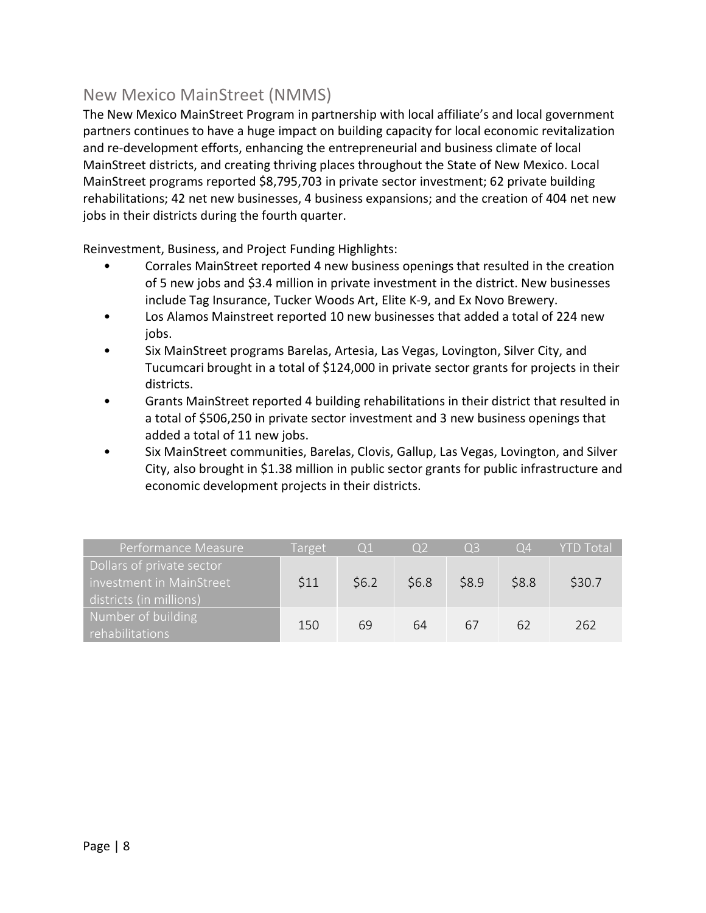## New Mexico MainStreet (NMMS)

The New Mexico MainStreet Program in partnership with local affiliate's and local government partners continues to have a huge impact on building capacity for local economic revitalization and re-development efforts, enhancing the entrepreneurial and business climate of local MainStreet districts, and creating thriving places throughout the State of New Mexico. Local MainStreet programs reported $8,795,703 in private sector investment; 62 private building rehabilitations; 42 net new businesses, 4 business expansions; and the creation of 404 net new jobs in their districts during the fourth quarter.

Reinvestment, Business, and Project Funding Highlights:

- Corrales MainStreet reported 4 new business openings that resulted in the creation of 5 new jobs and $3.4 million in private investment in the district. New businesses include Tag Insurance, Tucker Woods Art, Elite K-9, and Ex Novo Brewery.
- Los Alamos Mainstreet reported 10 new businesses that added a total of 224 new jobs.
- Six MainStreet programs Barelas, Artesia, Las Vegas, Lovington, Silver City, and Tucumcari brought in a total of $124,000 in private sector grants for projects in their districts.
- Grants MainStreet reported 4 building rehabilitations in their district that resulted in a total of $506,250 in private sector investment and 3 new business openings that added a total of 11 new jobs.
- Six MainStreet communities, Barelas, Clovis, Gallup, Las Vegas, Lovington, and Silver City, also brought in $1.38 million in public sector grants for public infrastructure and economic development projects in their districts.

| Performance Measure | Target | Q1 | Q2 | Q3 | Q4 | YTD Total |
|---|---|---|---|---|---|---|
| Dollars of private sector investment in MainStreet districts (in millions) | $11 | $6.2 | $6.8 | $8.9 | $8.8 | $30.7 |
| Number of building rehabilitations | 150 | 69 | 64 | 67 | 62 | 262 |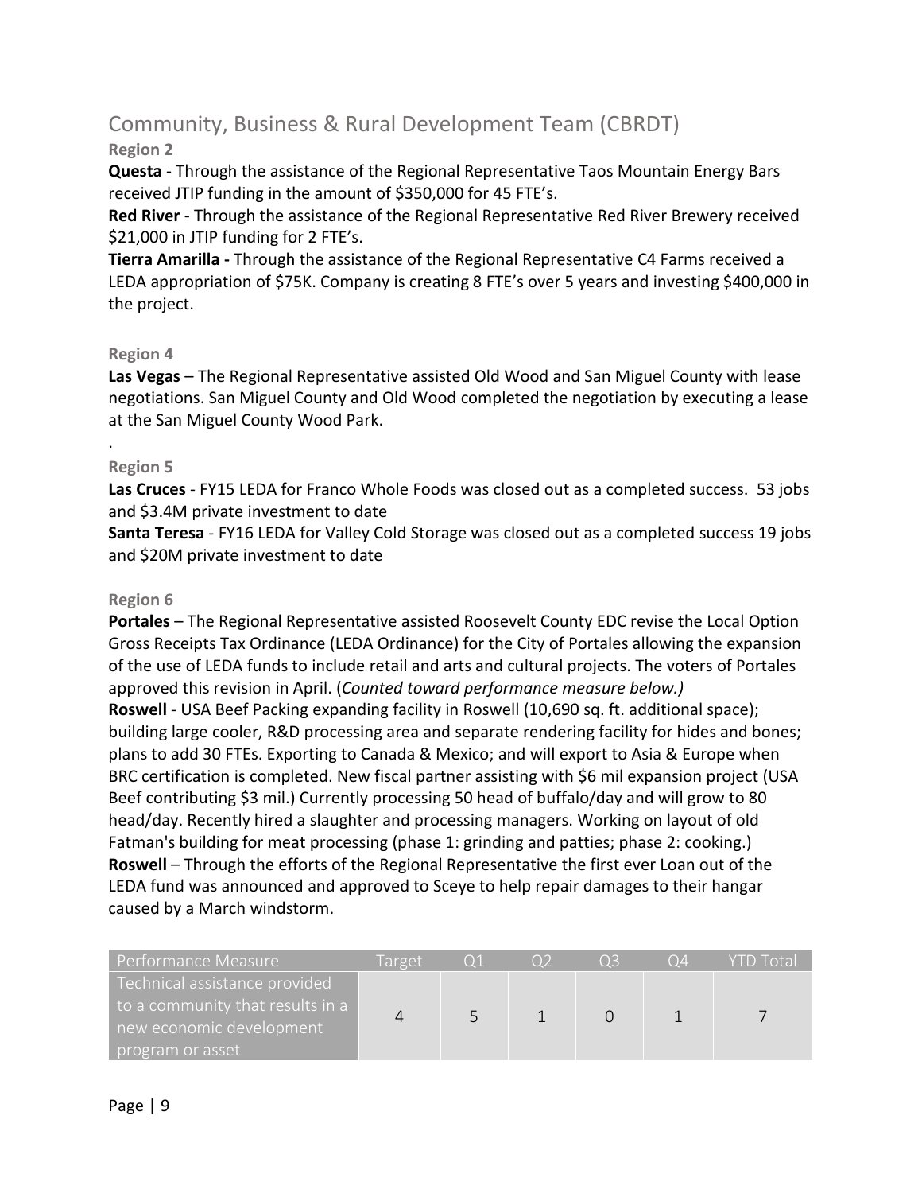## Community, Business & Rural Development Team (CBRDT)

### Region 2

**Questa** - Through the assistance of the Regional Representative Taos Mountain Energy Bars received JTIP funding in the amount of $350,000 for 45 FTE's.

**Red River** - Through the assistance of the Regional Representative Red River Brewery received $21,000 in JTIP funding for 2 FTE's.

**Tierra Amarilla -** Through the assistance of the Regional Representative C4 Farms received a LEDA appropriation of $75K. Company is creating 8 FTE's over 5 years and investing $400,000 in the project.

### Region 4

**Las Vegas** – The Regional Representative assisted Old Wood and San Miguel County with lease negotiations. San Miguel County and Old Wood completed the negotiation by executing a lease at the San Miguel County Wood Park.

.

### Region 5

**Las Cruces** - FY15 LEDA for Franco Whole Foods was closed out as a completed success. 53 jobs and $3.4M private investment to date

**Santa Teresa** - FY16 LEDA for Valley Cold Storage was closed out as a completed success 19 jobs and $20M private investment to date

### Region 6

**Portales** – The Regional Representative assisted Roosevelt County EDC revise the Local Option Gross Receipts Tax Ordinance (LEDA Ordinance) for the City of Portales allowing the expansion of the use of LEDA funds to include retail and arts and cultural projects. The voters of Portales approved this revision in April. (*Counted toward performance measure below.)*

**Roswell** - USA Beef Packing expanding facility in Roswell (10,690 sq. ft. additional space); building large cooler, R&D processing area and separate rendering facility for hides and bones; plans to add 30 FTEs. Exporting to Canada & Mexico; and will export to Asia & Europe when BRC certification is completed. New fiscal partner assisting with $6 mil expansion project (USA Beef contributing $3 mil.) Currently processing 50 head of buffalo/day and will grow to 80 head/day. Recently hired a slaughter and processing managers. Working on layout of old Fatman's building for meat processing (phase 1: grinding and patties; phase 2: cooking.)

**Roswell** – Through the efforts of the Regional Representative the first ever Loan out of the LEDA fund was announced and approved to Sceye to help repair damages to their hangar caused by a March windstorm.

| Performance Measure | Target | Q1 | Q2 | Q3 | Q4 | YTD Total |
|---|---|---|---|---|---|---|
| Technical assistance provided to a community that results in a new economic development program or asset | 4 | 5 | 1 | 0 | 1 | 7 |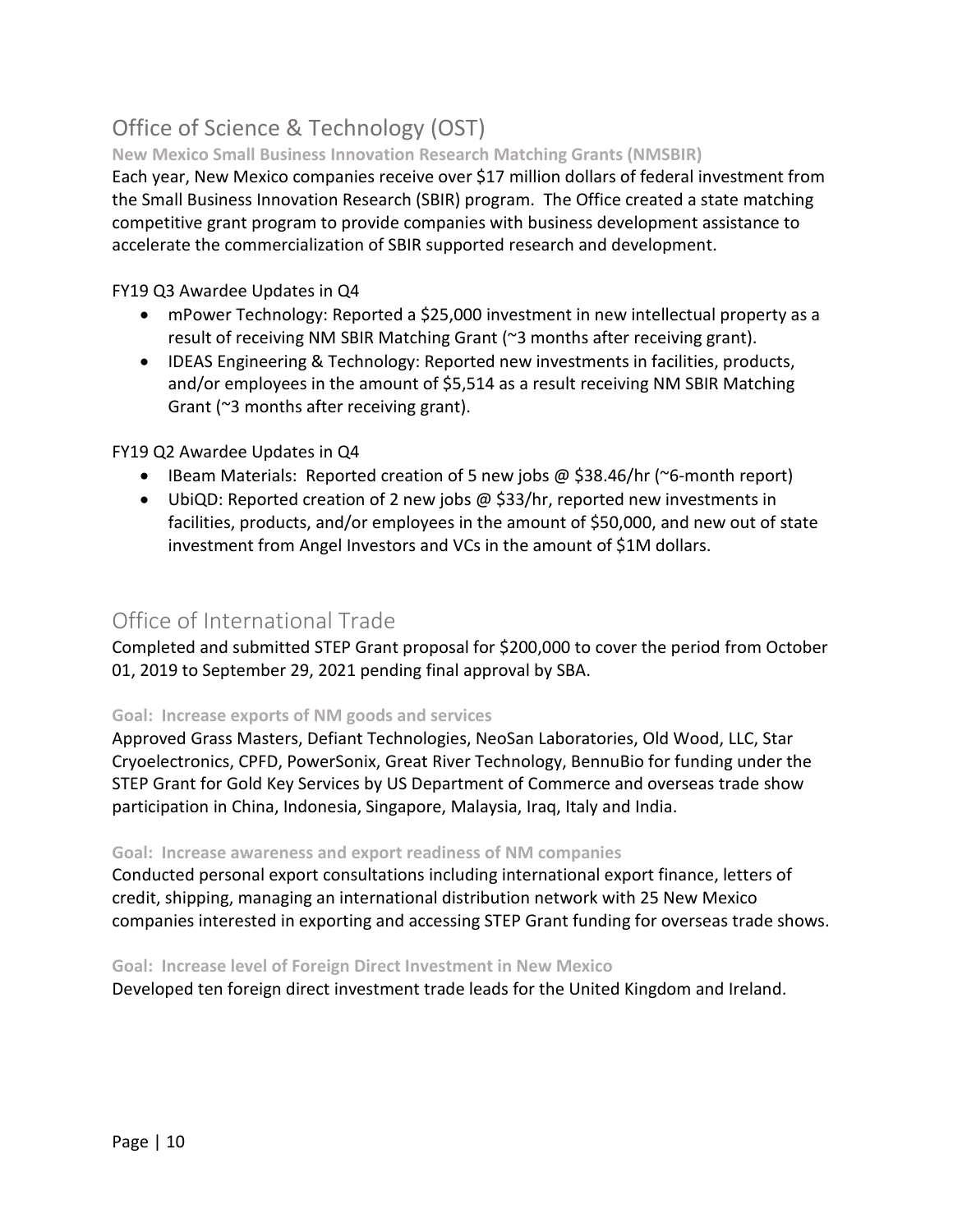## Office of Science & Technology (OST)

### New Mexico Small Business Innovation Research Matching Grants (NMSBIR)

Each year, New Mexico companies receive over $17 million dollars of federal investment from the Small Business Innovation Research (SBIR) program. The Office created a state matching competitive grant program to provide companies with business development assistance to accelerate the commercialization of SBIR supported research and development.

FY19 Q3 Awardee Updates in Q4

- mPower Technology: Reported a $25,000 investment in new intellectual property as a result of receiving NM SBIR Matching Grant (~3 months after receiving grant).
- IDEAS Engineering & Technology: Reported new investments in facilities, products, and/or employees in the amount of $5,514 as a result receiving NM SBIR Matching Grant (~3 months after receiving grant).

FY19 Q2 Awardee Updates in Q4

- IBeam Materials: Reported creation of 5 new jobs @ $38.46/hr (~6-month report)
- UbiQD: Reported creation of 2 new jobs @ $33/hr, reported new investments in facilities, products, and/or employees in the amount of $50,000, and new out of state investment from Angel Investors and VCs in the amount of $1M dollars.

## Office of International Trade

Completed and submitted STEP Grant proposal for $200,000 to cover the period from October 01, 2019 to September 29, 2021 pending final approval by SBA.

### Goal: Increase exports of NM goods and services

Approved Grass Masters, Defiant Technologies, NeoSan Laboratories, Old Wood, LLC, Star Cryoelectronics, CPFD, PowerSonix, Great River Technology, BennuBio for funding under the STEP Grant for Gold Key Services by US Department of Commerce and overseas trade show participation in China, Indonesia, Singapore, Malaysia, Iraq, Italy and India.

### Goal: Increase awareness and export readiness of NM companies

Conducted personal export consultations including international export finance, letters of credit, shipping, managing an international distribution network with 25 New Mexico companies interested in exporting and accessing STEP Grant funding for overseas trade shows.

### Goal: Increase level of Foreign Direct Investment in New Mexico

Developed ten foreign direct investment trade leads for the United Kingdom and Ireland.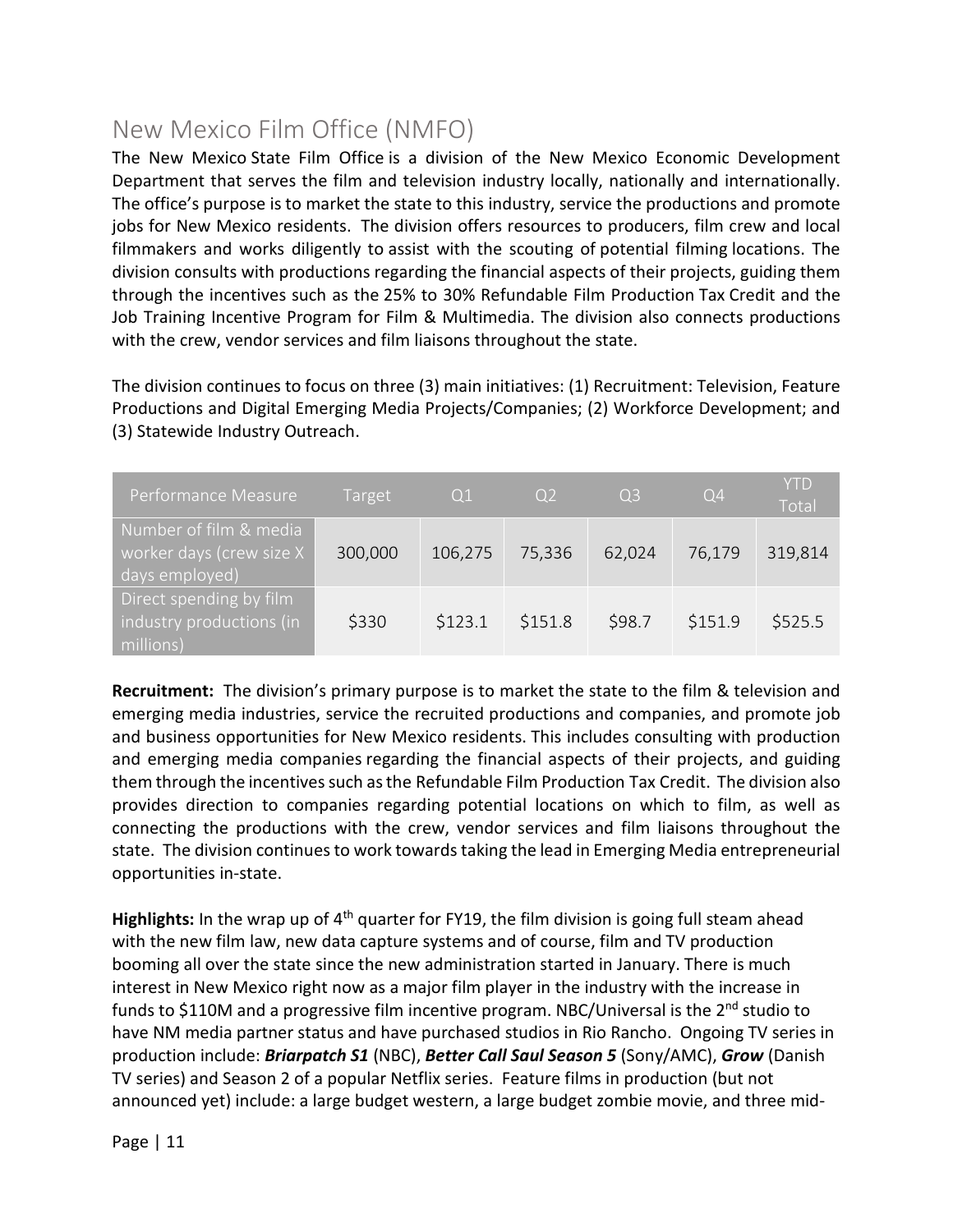# New Mexico Film Office (NMFO)

The New Mexico State Film Office is a division of the New Mexico Economic Development Department that serves the film and television industry locally, nationally and internationally. The office's purpose is to market the state to this industry, service the productions and promote jobs for New Mexico residents. The division offers resources to producers, film crew and local filmmakers and works diligently to assist with the scouting of potential filming locations. The division consults with productions regarding the financial aspects of their projects, guiding them through the incentives such as the 25% to 30% Refundable Film Production Tax Credit and the Job Training Incentive Program for Film & Multimedia. The division also connects productions with the crew, vendor services and film liaisons throughout the state.

The division continues to focus on three (3) main initiatives: (1) Recruitment: Television, Feature Productions and Digital Emerging Media Projects/Companies; (2) Workforce Development; and (3) Statewide Industry Outreach.

| Performance Measure | Target | Q1 | Q2 | Q3 | Q4 | YTD Total |
|---|---|---|---|---|---|---|
| Number of film & media worker days (crew size X days employed) | 300,000 | 106,275 | 75,336 | 62,024 | 76,179 | 319,814 |
| Direct spending by film industry productions (in millions) | $330 | $123.1 | $151.8 | $98.7 | $151.9 | $525.5 |

**Recruitment:** The division's primary purpose is to market the state to the film & television and emerging media industries, service the recruited productions and companies, and promote job and business opportunities for New Mexico residents. This includes consulting with production and emerging media companies regarding the financial aspects of their projects, and guiding them through the incentives such as the Refundable Film Production Tax Credit. The division also provides direction to companies regarding potential locations on which to film, as well as connecting the productions with the crew, vendor services and film liaisons throughout the state. The division continues to work towards taking the lead in Emerging Media entrepreneurial opportunities in-state.

**Highlights:** In the wrap up of 4th quarter for FY19, the film division is going full steam ahead with the new film law, new data capture systems and of course, film and TV production booming all over the state since the new administration started in January. There is much interest in New Mexico right now as a major film player in the industry with the increase in funds to $110M and a progressive film incentive program. NBC/Universal is the 2nd studio to have NM media partner status and have purchased studios in Rio Rancho. Ongoing TV series in production include: ***Briarpatch S1*** (NBC), ***Better Call Saul Season 5*** (Sony/AMC), ***Grow*** (Danish TV series) and Season 2 of a popular Netflix series. Feature films in production (but not announced yet) include: a large budget western, a large budget zombie movie, and three mid-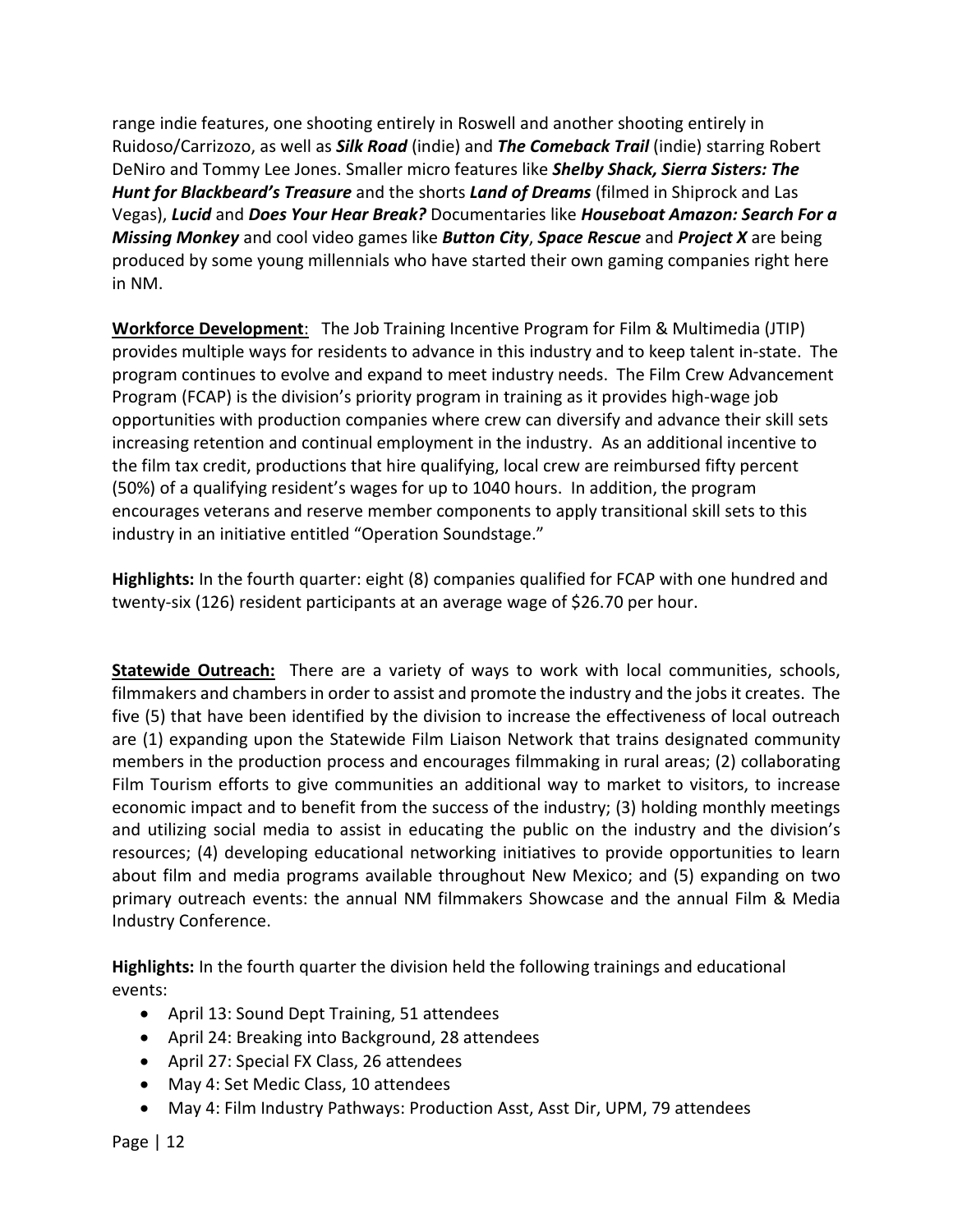range indie features, one shooting entirely in Roswell and another shooting entirely in Ruidoso/Carrizozo, as well as ***Silk Road*** (indie) and ***The Comeback Trail*** (indie) starring Robert DeNiro and Tommy Lee Jones. Smaller micro features like ***Shelby Shack, Sierra Sisters: The Hunt for Blackbeard's Treasure*** and the shorts ***Land of Dreams*** (filmed in Shiprock and Las Vegas), ***Lucid*** and ***Does Your Hear Break?*** Documentaries like ***Houseboat Amazon: Search For a Missing Monkey*** and cool video games like ***Button City***, ***Space Rescue*** and ***Project X*** are being produced by some young millennials who have started their own gaming companies right here in NM.

**Workforce Development**: The Job Training Incentive Program for Film & Multimedia (JTIP) provides multiple ways for residents to advance in this industry and to keep talent in-state. The program continues to evolve and expand to meet industry needs. The Film Crew Advancement Program (FCAP) is the division's priority program in training as it provides high-wage job opportunities with production companies where crew can diversify and advance their skill sets increasing retention and continual employment in the industry. As an additional incentive to the film tax credit, productions that hire qualifying, local crew are reimbursed fifty percent (50%) of a qualifying resident's wages for up to 1040 hours. In addition, the program encourages veterans and reserve member components to apply transitional skill sets to this industry in an initiative entitled "Operation Soundstage."

**Highlights:** In the fourth quarter: eight (8) companies qualified for FCAP with one hundred and twenty-six (126) resident participants at an average wage of $26.70 per hour.

**Statewide Outreach:** There are a variety of ways to work with local communities, schools, filmmakers and chambers in order to assist and promote the industry and the jobs it creates. The five (5) that have been identified by the division to increase the effectiveness of local outreach are (1) expanding upon the Statewide Film Liaison Network that trains designated community members in the production process and encourages filmmaking in rural areas; (2) collaborating Film Tourism efforts to give communities an additional way to market to visitors, to increase economic impact and to benefit from the success of the industry; (3) holding monthly meetings and utilizing social media to assist in educating the public on the industry and the division's resources; (4) developing educational networking initiatives to provide opportunities to learn about film and media programs available throughout New Mexico; and (5) expanding on two primary outreach events: the annual NM filmmakers Showcase and the annual Film & Media Industry Conference.

**Highlights:** In the fourth quarter the division held the following trainings and educational events:

- April 13: Sound Dept Training, 51 attendees
- April 24: Breaking into Background, 28 attendees
- April 27: Special FX Class, 26 attendees
- May 4: Set Medic Class, 10 attendees
- May 4: Film Industry Pathways: Production Asst, Asst Dir, UPM, 79 attendees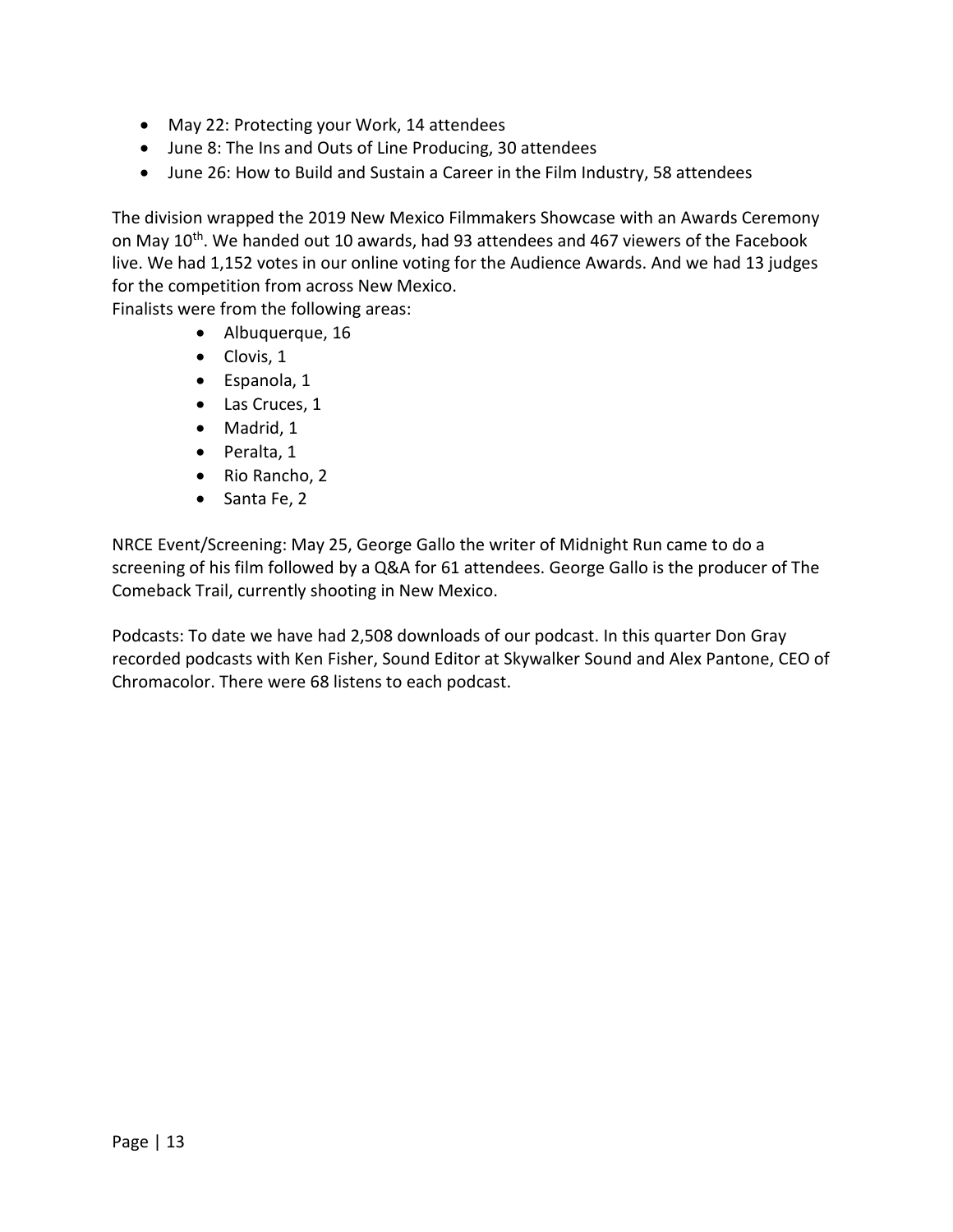- May 22: Protecting your Work, 14 attendees
- June 8: The Ins and Outs of Line Producing, 30 attendees
- June 26: How to Build and Sustain a Career in the Film Industry, 58 attendees

The division wrapped the 2019 New Mexico Filmmakers Showcase with an Awards Ceremony on May 10th. We handed out 10 awards, had 93 attendees and 467 viewers of the Facebook live. We had 1,152 votes in our online voting for the Audience Awards. And we had 13 judges for the competition from across New Mexico.

Finalists were from the following areas:

- Albuquerque, 16
- Clovis, 1
- Espanola, 1
- Las Cruces, 1
- Madrid, 1
- Peralta, 1
- Rio Rancho, 2
- Santa Fe, 2

NRCE Event/Screening: May 25, George Gallo the writer of Midnight Run came to do a screening of his film followed by a Q&A for 61 attendees. George Gallo is the producer of The Comeback Trail, currently shooting in New Mexico.

Podcasts: To date we have had 2,508 downloads of our podcast. In this quarter Don Gray recorded podcasts with Ken Fisher, Sound Editor at Skywalker Sound and Alex Pantone, CEO of Chromacolor. There were 68 listens to each podcast.